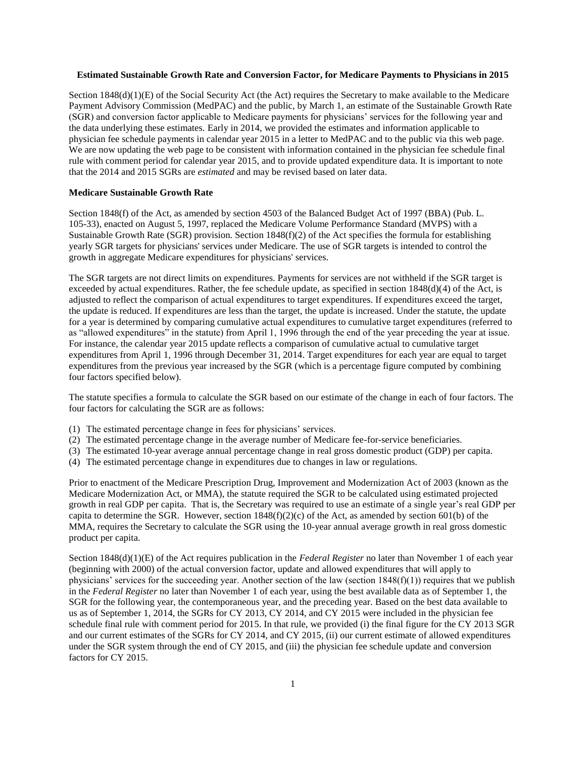**Estimated Sustainable Growth Rate and Conversion Factor, for Medicare Payments to Physicians in 2015**

Section 1848(d)(1)(E) of the Social Security Act (the Act) requires the Secretary to make available to the Medicare Payment Advisory Commission (MedPAC) and the public, by March 1, an estimate of the Sustainable Growth Rate (SGR) and conversion factor applicable to Medicare payments for physicians' services for the following year and the data underlying these estimates. Early in 2014, we provided the estimates and information applicable to physician fee schedule payments in calendar year 2015 in a letter to MedPAC and to the public via this web page. We are now updating the web page to be consistent with information contained in the physician fee schedule final rule with comment period for calendar year 2015, and to provide updated expenditure data. It is important to note that the 2014 and 2015 SGRs are *estimated* and may be revised based on later data.

**Medicare Sustainable Growth Rate**

Section 1848(f) of the Act, as amended by section 4503 of the Balanced Budget Act of 1997 (BBA) (Pub. L. 105-33), enacted on August 5, 1997, replaced the Medicare Volume Performance Standard (MVPS) with a Sustainable Growth Rate (SGR) provision. Section 1848(f)(2) of the Act specifies the formula for establishing yearly SGR targets for physicians' services under Medicare. The use of SGR targets is intended to control the growth in aggregate Medicare expenditures for physicians' services.

The SGR targets are not direct limits on expenditures. Payments for services are not withheld if the SGR target is exceeded by actual expenditures. Rather, the fee schedule update, as specified in section 1848(d)(4) of the Act, is adjusted to reflect the comparison of actual expenditures to target expenditures. If expenditures exceed the target, the update is reduced. If expenditures are less than the target, the update is increased. Under the statute, the update for a year is determined by comparing cumulative actual expenditures to cumulative target expenditures (referred to as "allowed expenditures" in the statute) from April 1, 1996 through the end of the year preceding the year at issue. For instance, the calendar year 2015 update reflects a comparison of cumulative actual to cumulative target expenditures from April 1, 1996 through December 31, 2014. Target expenditures for each year are equal to target expenditures from the previous year increased by the SGR (which is a percentage figure computed by combining four factors specified below).

The statute specifies a formula to calculate the SGR based on our estimate of the change in each of four factors. The four factors for calculating the SGR are as follows:

(1) The estimated percentage change in fees for physicians' services.
(2) The estimated percentage change in the average number of Medicare fee-for-service beneficiaries.
(3) The estimated 10-year average annual percentage change in real gross domestic product (GDP) per capita.
(4) The estimated percentage change in expenditures due to changes in law or regulations.

Prior to enactment of the Medicare Prescription Drug, Improvement and Modernization Act of 2003 (known as the Medicare Modernization Act, or MMA), the statute required the SGR to be calculated using estimated projected growth in real GDP per capita. That is, the Secretary was required to use an estimate of a single year's real GDP per capita to determine the SGR. However, section 1848(f)(2)(c) of the Act, as amended by section 601(b) of the MMA, requires the Secretary to calculate the SGR using the 10-year annual average growth in real gross domestic product per capita.

Section 1848(d)(1)(E) of the Act requires publication in the *Federal Register* no later than November 1 of each year (beginning with 2000) of the actual conversion factor, update and allowed expenditures that will apply to physicians' services for the succeeding year. Another section of the law (section 1848(f)(1)) requires that we publish in the *Federal Register* no later than November 1 of each year, using the best available data as of September 1, the SGR for the following year, the contemporaneous year, and the preceding year. Based on the best data available to us as of September 1, 2014, the SGRs for CY 2013, CY 2014, and CY 2015 were included in the physician fee schedule final rule with comment period for 2015. In that rule, we provided (i) the final figure for the CY 2013 SGR and our current estimates of the SGRs for CY 2014, and CY 2015, (ii) our current estimate of allowed expenditures under the SGR system through the end of CY 2015, and (iii) the physician fee schedule update and conversion factors for CY 2015.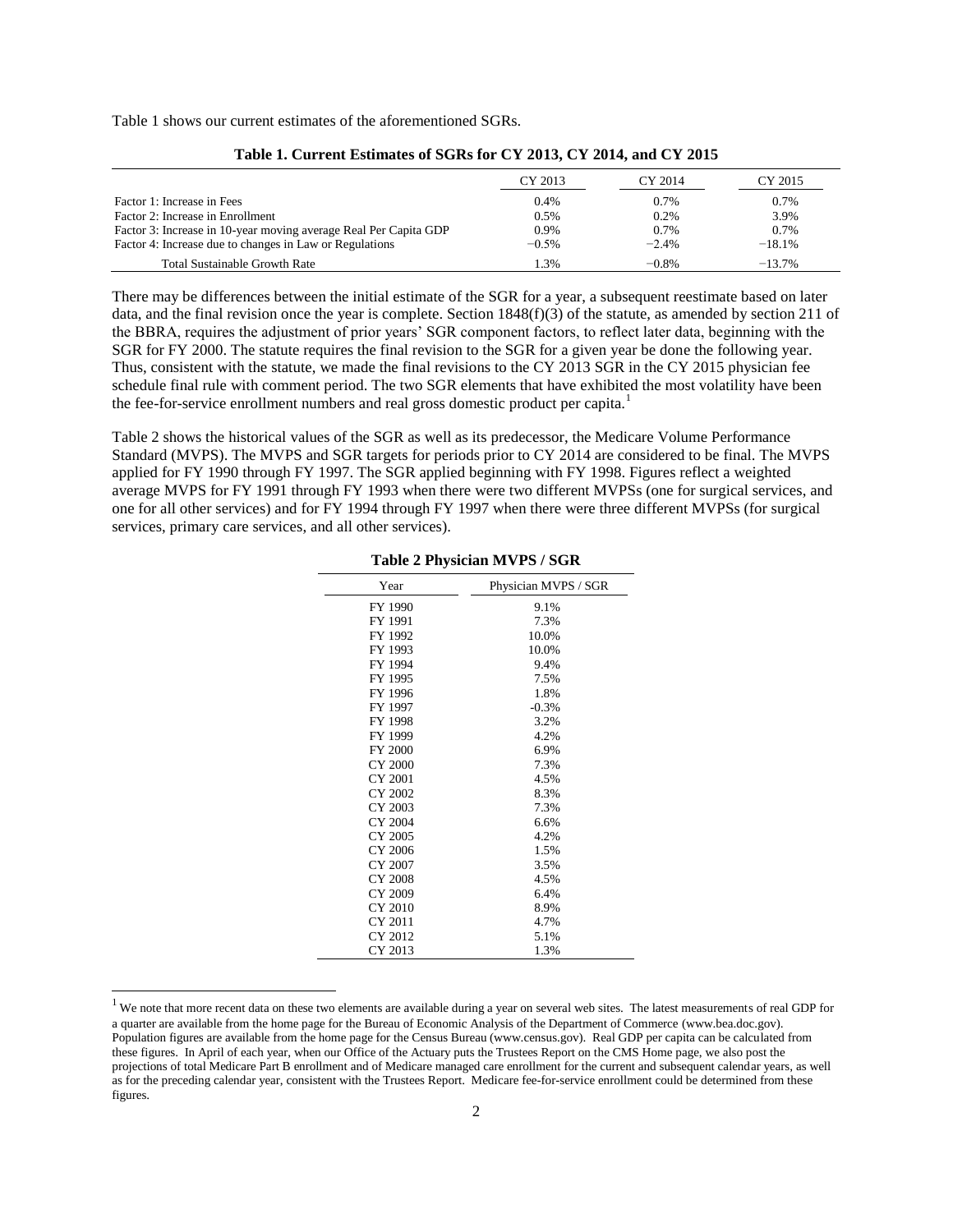Table 1 shows our current estimates of the aforementioned SGRs.

**Table 1. Current Estimates of SGRs for CY 2013, CY 2014, and CY 2015**

| | CY 2013 | CY 2014 | CY 2015 |
|---|---|---|---|
| Factor 1: Increase in Fees | 0.4% | 0.7% | 0.7% |
| Factor 2: Increase in Enrollment | 0.5% | 0.2% | 3.9% |
| Factor 3: Increase in 10-year moving average Real Per Capita GDP | 0.9% | 0.7% | 0.7% |
| Factor 4: Increase due to changes in Law or Regulations | −0.5% | −2.4% | −18.1% |
| Total Sustainable Growth Rate | 1.3% | −0.8% | −13.7% |

There may be differences between the initial estimate of the SGR for a year, a subsequent reestimate based on later data, and the final revision once the year is complete. Section 1848(f)(3) of the statute, as amended by section 211 of the BBRA, requires the adjustment of prior years' SGR component factors, to reflect later data, beginning with the SGR for FY 2000. The statute requires the final revision to the SGR for a given year be done the following year. Thus, consistent with the statute, we made the final revisions to the CY 2013 SGR in the CY 2015 physician fee schedule final rule with comment period. The two SGR elements that have exhibited the most volatility have been the fee-for-service enrollment numbers and real gross domestic product per capita.[1]

Table 2 shows the historical values of the SGR as well as its predecessor, the Medicare Volume Performance Standard (MVPS). The MVPS and SGR targets for periods prior to CY 2014 are considered to be final. The MVPS applied for FY 1990 through FY 1997. The SGR applied beginning with FY 1998. Figures reflect a weighted average MVPS for FY 1991 through FY 1993 when there were two different MVPSs (one for surgical services, and one for all other services) and for FY 1994 through FY 1997 when there were three different MVPSs (for surgical services, primary care services, and all other services).

**Table 2 Physician MVPS / SGR**

| Year | Physician MVPS / SGR |
|---|---|
| FY 1990 | 9.1% |
| FY 1991 | 7.3% |
| FY 1992 | 10.0% |
| FY 1993 | 10.0% |
| FY 1994 | 9.4% |
| FY 1995 | 7.5% |
| FY 1996 | 1.8% |
| FY 1997 | -0.3% |
| FY 1998 | 3.2% |
| FY 1999 | 4.2% |
| FY 2000 | 6.9% |
| CY 2000 | 7.3% |
| CY 2001 | 4.5% |
| CY 2002 | 8.3% |
| CY 2003 | 7.3% |
| CY 2004 | 6.6% |
| CY 2005 | 4.2% |
| CY 2006 | 1.5% |
| CY 2007 | 3.5% |
| CY 2008 | 4.5% |
| CY 2009 | 6.4% |
| CY 2010 | 8.9% |
| CY 2011 | 4.7% |
| CY 2012 | 5.1% |
| CY 2013 | 1.3% |

[1] We note that more recent data on these two elements are available during a year on several web sites. The latest measurements of real GDP for a quarter are available from the home page for the Bureau of Economic Analysis of the Department of Commerce (www.bea.doc.gov). Population figures are available from the home page for the Census Bureau (www.census.gov). Real GDP per capita can be calculated from these figures. In April of each year, when our Office of the Actuary puts the Trustees Report on the CMS Home page, we also post the projections of total Medicare Part B enrollment and of Medicare managed care enrollment for the current and subsequent calendar years, as well as for the preceding calendar year, consistent with the Trustees Report. Medicare fee-for-service enrollment could be determined from these figures.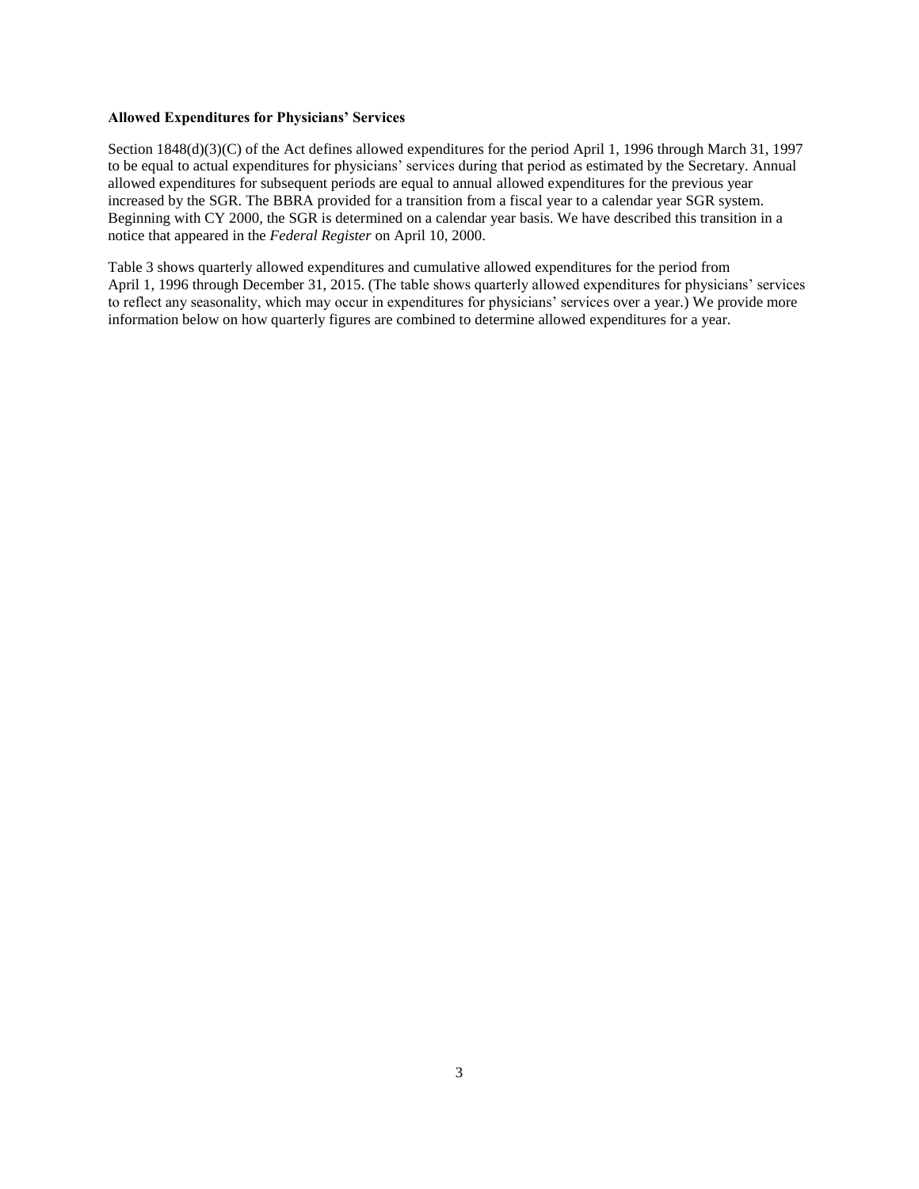**Allowed Expenditures for Physicians' Services**

Section 1848(d)(3)(C) of the Act defines allowed expenditures for the period April 1, 1996 through March 31, 1997 to be equal to actual expenditures for physicians' services during that period as estimated by the Secretary. Annual allowed expenditures for subsequent periods are equal to annual allowed expenditures for the previous year increased by the SGR. The BBRA provided for a transition from a fiscal year to a calendar year SGR system. Beginning with CY 2000, the SGR is determined on a calendar year basis. We have described this transition in a notice that appeared in the *Federal Register* on April 10, 2000.

Table 3 shows quarterly allowed expenditures and cumulative allowed expenditures for the period from April 1, 1996 through December 31, 2015. (The table shows quarterly allowed expenditures for physicians' services to reflect any seasonality, which may occur in expenditures for physicians' services over a year.) We provide more information below on how quarterly figures are combined to determine allowed expenditures for a year.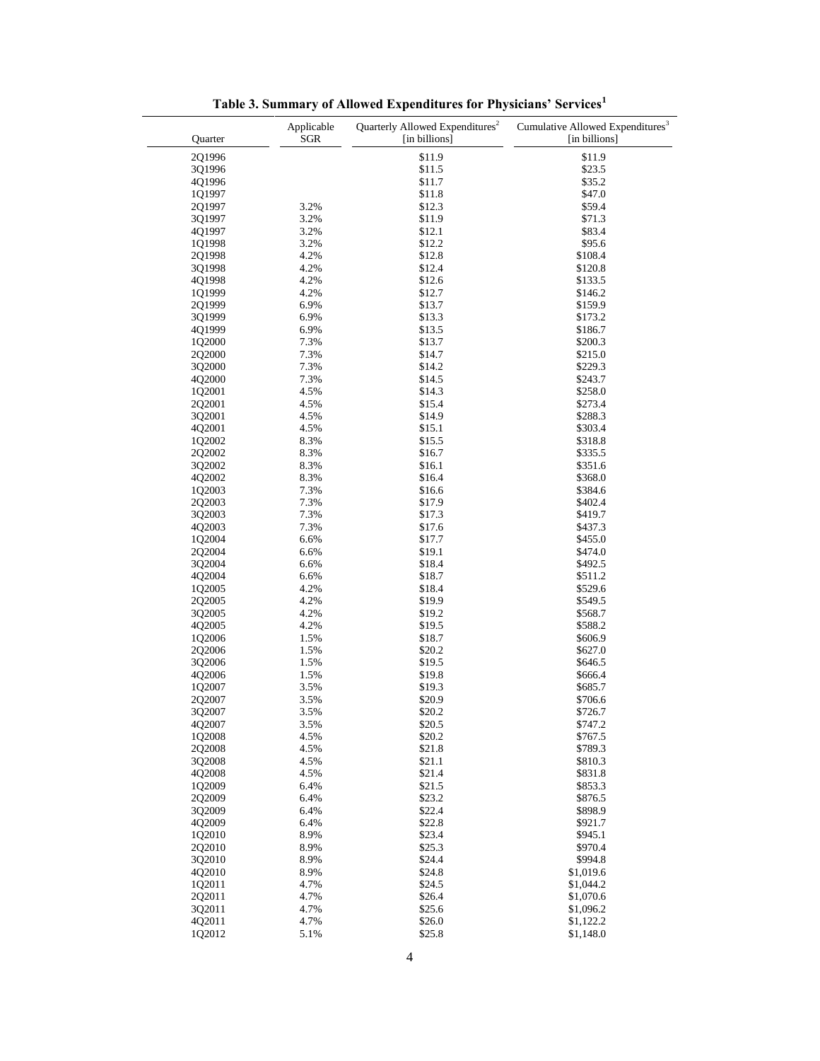**Table 3. Summary of Allowed Expenditures for Physicians' Services[1]**

| Quarter | Applicable SGR | Quarterly Allowed Expenditures[2] [in billions] | Cumulative Allowed Expenditures[3] [in billions] |
|---|---|---|---|
| 2Q1996 | | $11.9 | $11.9 |
| 3Q1996 | | $11.5 | $23.5 |
| 4Q1996 | | $11.7 | $35.2 |
| 1Q1997 | | $11.8 | $47.0 |
| 2Q1997 | 3.2% | $12.3 | $59.4 |
| 3Q1997 | 3.2% | $11.9 | $71.3 |
| 4Q1997 | 3.2% | $12.1 | $83.4 |
| 1Q1998 | 3.2% | $12.2 | $95.6 |
| 2Q1998 | 4.2% | $12.8 | $108.4 |
| 3Q1998 | 4.2% | $12.4 | $120.8 |
| 4Q1998 | 4.2% | $12.6 | $133.5 |
| 1Q1999 | 4.2% | $12.7 | $146.2 |
| 2Q1999 | 6.9% | $13.7 | $159.9 |
| 3Q1999 | 6.9% | $13.3 | $173.2 |
| 4Q1999 | 6.9% | $13.5 | $186.7 |
| 1Q2000 | 7.3% | $13.7 | $200.3 |
| 2Q2000 | 7.3% | $14.7 | $215.0 |
| 3Q2000 | 7.3% | $14.2 | $229.3 |
| 4Q2000 | 7.3% | $14.5 | $243.7 |
| 1Q2001 | 4.5% | $14.3 | $258.0 |
| 2Q2001 | 4.5% | $15.4 | $273.4 |
| 3Q2001 | 4.5% | $14.9 | $288.3 |
| 4Q2001 | 4.5% | $15.1 | $303.4 |
| 1Q2002 | 8.3% | $15.5 | $318.8 |
| 2Q2002 | 8.3% | $16.7 | $335.5 |
| 3Q2002 | 8.3% | $16.1 | $351.6 |
| 4Q2002 | 8.3% | $16.4 | $368.0 |
| 1Q2003 | 7.3% | $16.6 | $384.6 |
| 2Q2003 | 7.3% | $17.9 | $402.4 |
| 3Q2003 | 7.3% | $17.3 | $419.7 |
| 4Q2003 | 7.3% | $17.6 | $437.3 |
| 1Q2004 | 6.6% | $17.7 | $455.0 |
| 2Q2004 | 6.6% | $19.1 | $474.0 |
| 3Q2004 | 6.6% | $18.4 | $492.5 |
| 4Q2004 | 6.6% | $18.7 | $511.2 |
| 1Q2005 | 4.2% | $18.4 | $529.6 |
| 2Q2005 | 4.2% | $19.9 | $549.5 |
| 3Q2005 | 4.2% | $19.2 | $568.7 |
| 4Q2005 | 4.2% | $19.5 | $588.2 |
| 1Q2006 | 1.5% | $18.7 | $606.9 |
| 2Q2006 | 1.5% | $20.2 | $627.0 |
| 3Q2006 | 1.5% | $19.5 | $646.5 |
| 4Q2006 | 1.5% | $19.8 | $666.4 |
| 1Q2007 | 3.5% | $19.3 | $685.7 |
| 2Q2007 | 3.5% | $20.9 | $706.6 |
| 3Q2007 | 3.5% | $20.2 | $726.7 |
| 4Q2007 | 3.5% | $20.5 | $747.2 |
| 1Q2008 | 4.5% | $20.2 | $767.5 |
| 2Q2008 | 4.5% | $21.8 | $789.3 |
| 3Q2008 | 4.5% | $21.1 | $810.3 |
| 4Q2008 | 4.5% | $21.4 | $831.8 |
| 1Q2009 | 6.4% | $21.5 | $853.3 |
| 2Q2009 | 6.4% | $23.2 | $876.5 |
| 3Q2009 | 6.4% | $22.4 | $898.9 |
| 4Q2009 | 6.4% | $22.8 | $921.7 |
| 1Q2010 | 8.9% | $23.4 | $945.1 |
| 2Q2010 | 8.9% | $25.3 | $970.4 |
| 3Q2010 | 8.9% | $24.4 | $994.8 |
| 4Q2010 | 8.9% | $24.8 | $1,019.6 |
| 1Q2011 | 4.7% | $24.5 | $1,044.2 |
| 2Q2011 | 4.7% | $26.4 | $1,070.6 |
| 3Q2011 | 4.7% | $25.6 | $1,096.2 |
| 4Q2011 | 4.7% | $26.0 | $1,122.2 |
| 1Q2012 | 5.1% | $25.8 | $1,148.0 |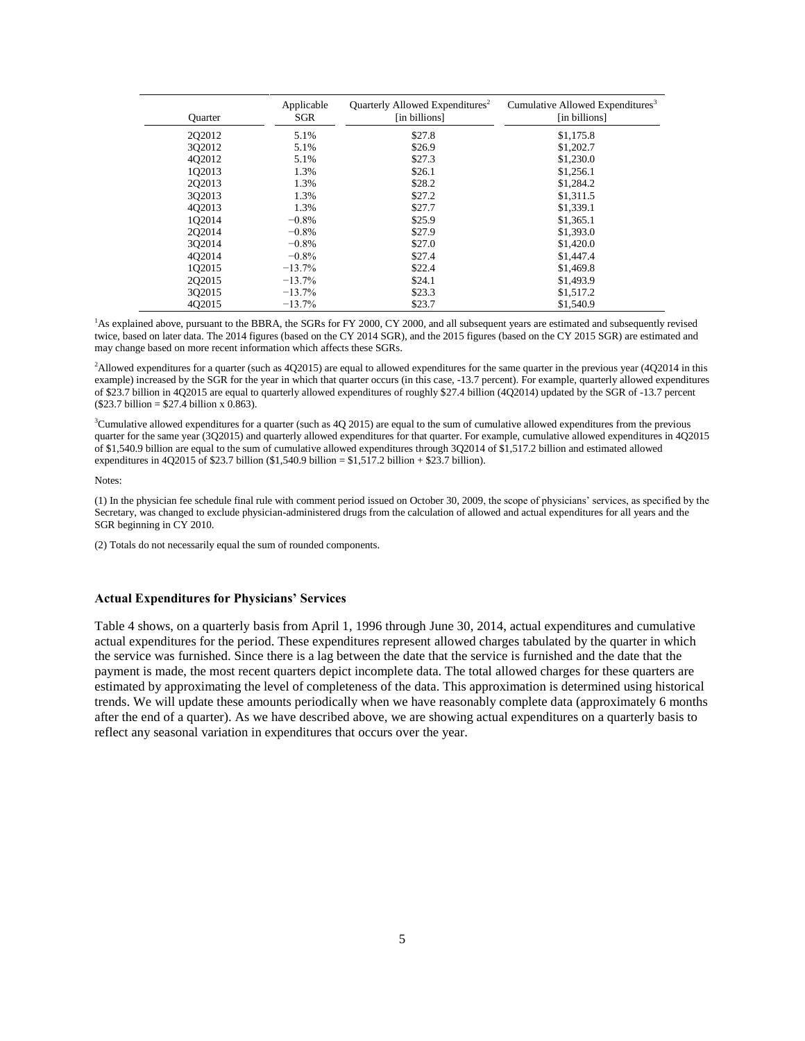| Quarter | Applicable SGR | Quarterly Allowed Expenditures[2] [in billions] | Cumulative Allowed Expenditures[3] [in billions] |
|---|---|---|---|
| 2Q2012 | 5.1% | $27.8 | $1,175.8 |
| 3Q2012 | 5.1% | $26.9 | $1,202.7 |
| 4Q2012 | 5.1% | $27.3 | $1,230.0 |
| 1Q2013 | 1.3% | $26.1 | $1,256.1 |
| 2Q2013 | 1.3% | $28.2 | $1,284.2 |
| 3Q2013 | 1.3% | $27.2 | $1,311.5 |
| 4Q2013 | 1.3% | $27.7 | $1,339.1 |
| 1Q2014 | −0.8% | $25.9 | $1,365.1 |
| 2Q2014 | −0.8% | $27.9 | $1,393.0 |
| 3Q2014 | −0.8% | $27.0 | $1,420.0 |
| 4Q2014 | −0.8% | $27.4 | $1,447.4 |
| 1Q2015 | −13.7% | $22.4 | $1,469.8 |
| 2Q2015 | −13.7% | $24.1 | $1,493.9 |
| 3Q2015 | −13.7% | $23.3 | $1,517.2 |
| 4Q2015 | −13.7% | $23.7 | $1,540.9 |

[1]As explained above, pursuant to the BBRA, the SGRs for FY 2000, CY 2000, and all subsequent years are estimated and subsequently revised twice, based on later data. The 2014 figures (based on the CY 2014 SGR), and the 2015 figures (based on the CY 2015 SGR) are estimated and may change based on more recent information which affects these SGRs.

[2]Allowed expenditures for a quarter (such as 4Q2015) are equal to allowed expenditures for the same quarter in the previous year (4Q2014 in this example) increased by the SGR for the year in which that quarter occurs (in this case, -13.7 percent). For example, quarterly allowed expenditures of $23.7 billion in 4Q2015 are equal to quarterly allowed expenditures of roughly $27.4 billion (4Q2014) updated by the SGR of -13.7 percent ($23.7 billion = $27.4 billion x 0.863).

[3]Cumulative allowed expenditures for a quarter (such as 4Q 2015) are equal to the sum of cumulative allowed expenditures from the previous quarter for the same year (3Q2015) and quarterly allowed expenditures for that quarter. For example, cumulative allowed expenditures in 4Q2015 of $1,540.9 billion are equal to the sum of cumulative allowed expenditures through 3Q2014 of $1,517.2 billion and estimated allowed expenditures in 4Q2015 of $23.7 billion ($1,540.9 billion = $1,517.2 billion + $23.7 billion).

Notes:

(1) In the physician fee schedule final rule with comment period issued on October 30, 2009, the scope of physicians' services, as specified by the Secretary, was changed to exclude physician-administered drugs from the calculation of allowed and actual expenditures for all years and the SGR beginning in CY 2010.

(2) Totals do not necessarily equal the sum of rounded components.

**Actual Expenditures for Physicians' Services**

Table 4 shows, on a quarterly basis from April 1, 1996 through June 30, 2014, actual expenditures and cumulative actual expenditures for the period. These expenditures represent allowed charges tabulated by the quarter in which the service was furnished. Since there is a lag between the date that the service is furnished and the date that the payment is made, the most recent quarters depict incomplete data. The total allowed charges for these quarters are estimated by approximating the level of completeness of the data. This approximation is determined using historical trends. We will update these amounts periodically when we have reasonably complete data (approximately 6 months after the end of a quarter). As we have described above, we are showing actual expenditures on a quarterly basis to reflect any seasonal variation in expenditures that occurs over the year.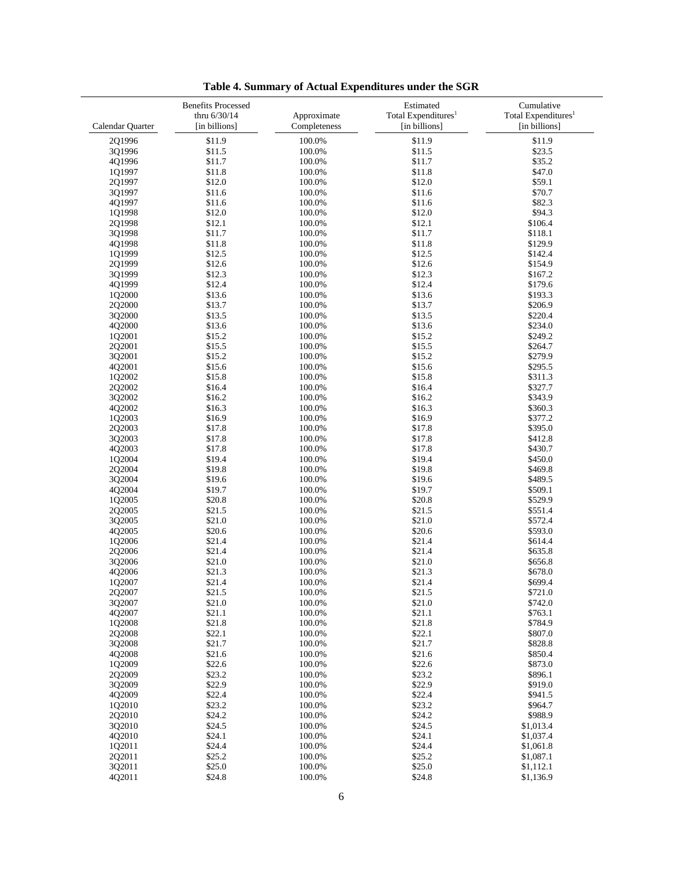**Table 4. Summary of Actual Expenditures under the SGR**

| Calendar Quarter | Benefits Processed thru 6/30/14 [in billions] | Approximate Completeness | Estimated Total Expenditures[1] [in billions] | Cumulative Total Expenditures[1] [in billions] |
|---|---|---|---|---|
| 2Q1996 | $11.9 | 100.0% | $11.9 | $11.9 |
| 3Q1996 | $11.5 | 100.0% | $11.5 | $23.5 |
| 4Q1996 | $11.7 | 100.0% | $11.7 | $35.2 |
| 1Q1997 | $11.8 | 100.0% | $11.8 | $47.0 |
| 2Q1997 | $12.0 | 100.0% | $12.0 | $59.1 |
| 3Q1997 | $11.6 | 100.0% | $11.6 | $70.7 |
| 4Q1997 | $11.6 | 100.0% | $11.6 | $82.3 |
| 1Q1998 | $12.0 | 100.0% | $12.0 | $94.3 |
| 2Q1998 | $12.1 | 100.0% | $12.1 | $106.4 |
| 3Q1998 | $11.7 | 100.0% | $11.7 | $118.1 |
| 4Q1998 | $11.8 | 100.0% | $11.8 | $129.9 |
| 1Q1999 | $12.5 | 100.0% | $12.5 | $142.4 |
| 2Q1999 | $12.6 | 100.0% | $12.6 | $154.9 |
| 3Q1999 | $12.3 | 100.0% | $12.3 | $167.2 |
| 4Q1999 | $12.4 | 100.0% | $12.4 | $179.6 |
| 1Q2000 | $13.6 | 100.0% | $13.6 | $193.3 |
| 2Q2000 | $13.7 | 100.0% | $13.7 | $206.9 |
| 3Q2000 | $13.5 | 100.0% | $13.5 | $220.4 |
| 4Q2000 | $13.6 | 100.0% | $13.6 | $234.0 |
| 1Q2001 | $15.2 | 100.0% | $15.2 | $249.2 |
| 2Q2001 | $15.5 | 100.0% | $15.5 | $264.7 |
| 3Q2001 | $15.2 | 100.0% | $15.2 | $279.9 |
| 4Q2001 | $15.6 | 100.0% | $15.6 | $295.5 |
| 1Q2002 | $15.8 | 100.0% | $15.8 | $311.3 |
| 2Q2002 | $16.4 | 100.0% | $16.4 | $327.7 |
| 3Q2002 | $16.2 | 100.0% | $16.2 | $343.9 |
| 4Q2002 | $16.3 | 100.0% | $16.3 | $360.3 |
| 1Q2003 | $16.9 | 100.0% | $16.9 | $377.2 |
| 2Q2003 | $17.8 | 100.0% | $17.8 | $395.0 |
| 3Q2003 | $17.8 | 100.0% | $17.8 | $412.8 |
| 4Q2003 | $17.8 | 100.0% | $17.8 | $430.7 |
| 1Q2004 | $19.4 | 100.0% | $19.4 | $450.0 |
| 2Q2004 | $19.8 | 100.0% | $19.8 | $469.8 |
| 3Q2004 | $19.6 | 100.0% | $19.6 | $489.5 |
| 4Q2004 | $19.7 | 100.0% | $19.7 | $509.1 |
| 1Q2005 | $20.8 | 100.0% | $20.8 | $529.9 |
| 2Q2005 | $21.5 | 100.0% | $21.5 | $551.4 |
| 3Q2005 | $21.0 | 100.0% | $21.0 | $572.4 |
| 4Q2005 | $20.6 | 100.0% | $20.6 | $593.0 |
| 1Q2006 | $21.4 | 100.0% | $21.4 | $614.4 |
| 2Q2006 | $21.4 | 100.0% | $21.4 | $635.8 |
| 3Q2006 | $21.0 | 100.0% | $21.0 | $656.8 |
| 4Q2006 | $21.3 | 100.0% | $21.3 | $678.0 |
| 1Q2007 | $21.4 | 100.0% | $21.4 | $699.4 |
| 2Q2007 | $21.5 | 100.0% | $21.5 | $721.0 |
| 3Q2007 | $21.0 | 100.0% | $21.0 | $742.0 |
| 4Q2007 | $21.1 | 100.0% | $21.1 | $763.1 |
| 1Q2008 | $21.8 | 100.0% | $21.8 | $784.9 |
| 2Q2008 | $22.1 | 100.0% | $22.1 | $807.0 |
| 3Q2008 | $21.7 | 100.0% | $21.7 | $828.8 |
| 4Q2008 | $21.6 | 100.0% | $21.6 | $850.4 |
| 1Q2009 | $22.6 | 100.0% | $22.6 | $873.0 |
| 2Q2009 | $23.2 | 100.0% | $23.2 | $896.1 |
| 3Q2009 | $22.9 | 100.0% | $22.9 | $919.0 |
| 4Q2009 | $22.4 | 100.0% | $22.4 | $941.5 |
| 1Q2010 | $23.2 | 100.0% | $23.2 | $964.7 |
| 2Q2010 | $24.2 | 100.0% | $24.2 | $988.9 |
| 3Q2010 | $24.5 | 100.0% | $24.5 | $1,013.4 |
| 4Q2010 | $24.1 | 100.0% | $24.1 | $1,037.4 |
| 1Q2011 | $24.4 | 100.0% | $24.4 | $1,061.8 |
| 2Q2011 | $25.2 | 100.0% | $25.2 | $1,087.1 |
| 3Q2011 | $25.0 | 100.0% | $25.0 | $1,112.1 |
| 4Q2011 | $24.8 | 100.0% | $24.8 | $1,136.9 |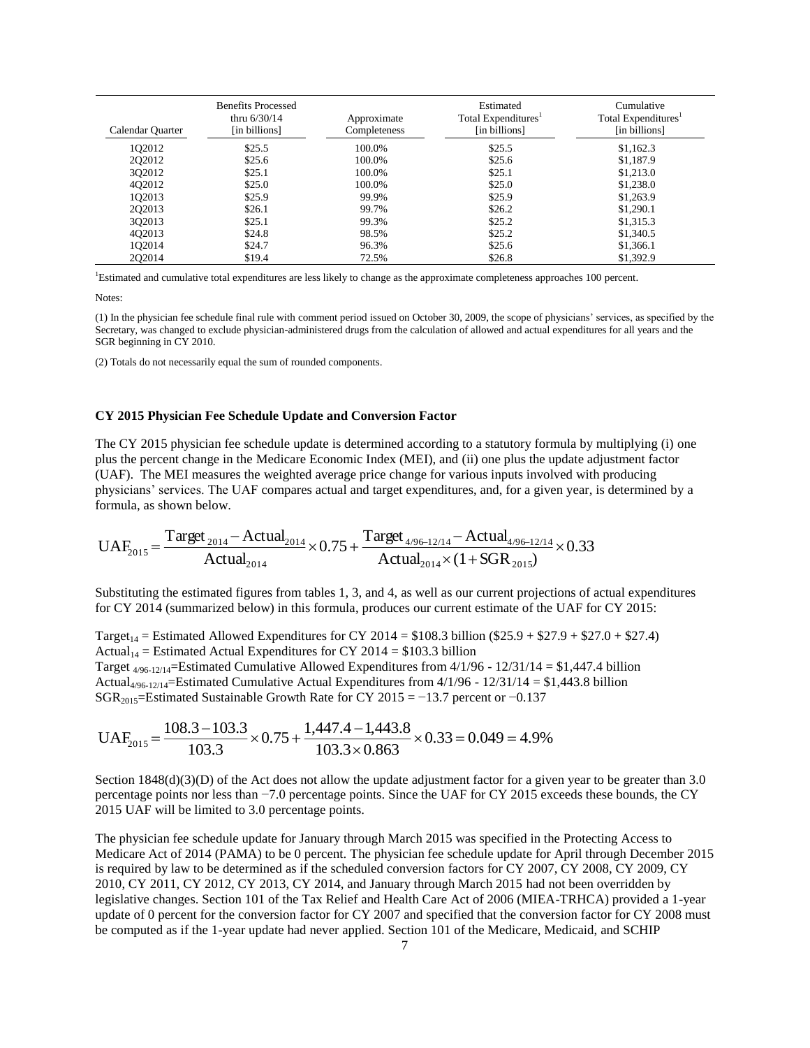| Calendar Quarter | Benefits Processed thru 6/30/14 [in billions] | Approximate Completeness | Estimated Total Expenditures[1] [in billions] | Cumulative Total Expenditures[1] [in billions] |
|---|---|---|---|---|
| 1Q2012 | \$25.5 | 100.0% | \$25.5 | \$1,162.3 |
| 2Q2012 | \$25.6 | 100.0% | \$25.6 | \$1,187.9 |
| 3Q2012 | \$25.1 | 100.0% | \$25.1 | \$1,213.0 |
| 4Q2012 | \$25.0 | 100.0% | \$25.0 | \$1,238.0 |
| 1Q2013 | \$25.9 | 99.9% | \$25.9 | \$1,263.9 |
| 2Q2013 | \$26.1 | 99.7% | \$26.2 | \$1,290.1 |
| 3Q2013 | \$25.1 | 99.3% | \$25.2 | \$1,315.3 |
| 4Q2013 | \$24.8 | 98.5% | \$25.2 | \$1,340.5 |
| 1Q2014 | \$24.7 | 96.3% | \$25.6 | \$1,366.1 |
| 2Q2014 | \$19.4 | 72.5% | \$26.8 | \$1,392.9 |

[1]Estimated and cumulative total expenditures are less likely to change as the approximate completeness approaches 100 percent.

Notes:

(1) In the physician fee schedule final rule with comment period issued on October 30, 2009, the scope of physicians' services, as specified by the Secretary, was changed to exclude physician-administered drugs from the calculation of allowed and actual expenditures for all years and the SGR beginning in CY 2010.

(2) Totals do not necessarily equal the sum of rounded components.

**CY 2015 Physician Fee Schedule Update and Conversion Factor**

The CY 2015 physician fee schedule update is determined according to a statutory formula by multiplying (i) one plus the percent change in the Medicare Economic Index (MEI), and (ii) one plus the update adjustment factor (UAF). The MEI measures the weighted average price change for various inputs involved with producing physicians' services. The UAF compares actual and target expenditures, and, for a given year, is determined by a formula, as shown below.

$$\mathrm{UAF}_{2015} = \frac{\mathrm{Target}_{2014} - \mathrm{Actual}_{2014}}{\mathrm{Actual}_{2014}} \times 0.75 + \frac{\mathrm{Target}_{4/96\text{–}12/14} - \mathrm{Actual}_{4/96\text{–}12/14}}{\mathrm{Actual}_{2014} \times (1 + \mathrm{SGR}_{2015})} \times 0.33$$

Substituting the estimated figures from tables 1, 3, and 4, as well as our current projections of actual expenditures for CY 2014 (summarized below) in this formula, produces our current estimate of the UAF for CY 2015:

$\mathrm{Target}_{14}$ = Estimated Allowed Expenditures for CY 2014 = \$108.3 billion (\$25.9 + \$27.9 + \$27.0 + \$27.4)
$\mathrm{Actual}_{14}$ = Estimated Actual Expenditures for CY 2014 = \$103.3 billion
$\mathrm{Target}_{4/96\text{-}12/14}$=Estimated Cumulative Allowed Expenditures from 4/1/96 - 12/31/14 = \$1,447.4 billion
$\mathrm{Actual}_{4/96\text{-}12/14}$=Estimated Cumulative Actual Expenditures from 4/1/96 - 12/31/14 = \$1,443.8 billion
$\mathrm{SGR}_{2015}$=Estimated Sustainable Growth Rate for CY 2015 = −13.7 percent or −0.137

$$\mathrm{UAF}_{2015} = \frac{108.3 - 103.3}{103.3} \times 0.75 + \frac{1{,}447.4 - 1{,}443.8}{103.3 \times 0.863} \times 0.33 = 0.049 = 4.9\%$$

Section 1848(d)(3)(D) of the Act does not allow the update adjustment factor for a given year to be greater than 3.0 percentage points nor less than −7.0 percentage points. Since the UAF for CY 2015 exceeds these bounds, the CY 2015 UAF will be limited to 3.0 percentage points.

The physician fee schedule update for January through March 2015 was specified in the Protecting Access to Medicare Act of 2014 (PAMA) to be 0 percent. The physician fee schedule update for April through December 2015 is required by law to be determined as if the scheduled conversion factors for CY 2007, CY 2008, CY 2009, CY 2010, CY 2011, CY 2012, CY 2013, CY 2014, and January through March 2015 had not been overridden by legislative changes. Section 101 of the Tax Relief and Health Care Act of 2006 (MIEA-TRHCA) provided a 1-year update of 0 percent for the conversion factor for CY 2007 and specified that the conversion factor for CY 2008 must be computed as if the 1-year update had never applied. Section 101 of the Medicare, Medicaid, and SCHIP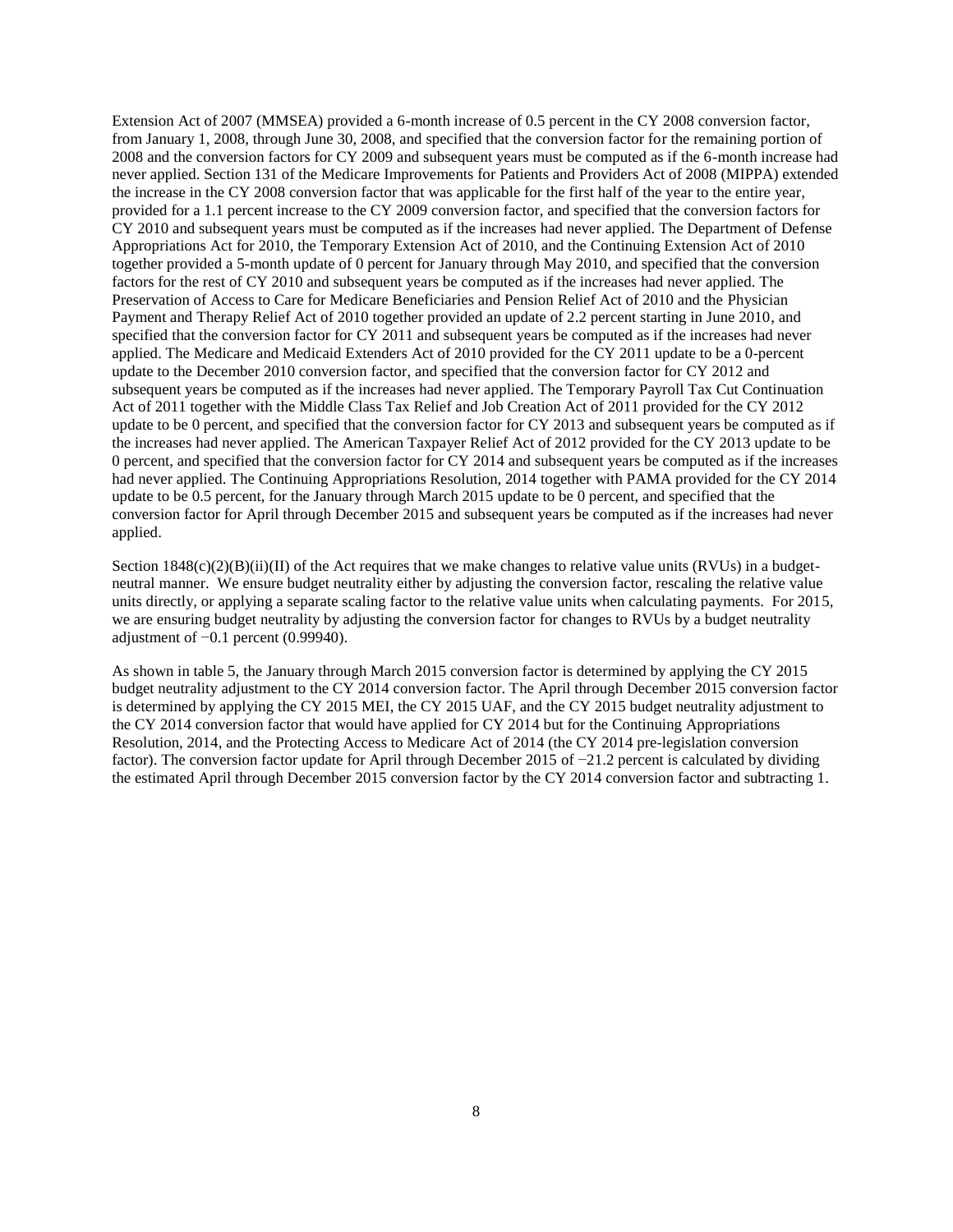Extension Act of 2007 (MMSEA) provided a 6-month increase of 0.5 percent in the CY 2008 conversion factor, from January 1, 2008, through June 30, 2008, and specified that the conversion factor for the remaining portion of 2008 and the conversion factors for CY 2009 and subsequent years must be computed as if the 6-month increase had never applied. Section 131 of the Medicare Improvements for Patients and Providers Act of 2008 (MIPPA) extended the increase in the CY 2008 conversion factor that was applicable for the first half of the year to the entire year, provided for a 1.1 percent increase to the CY 2009 conversion factor, and specified that the conversion factors for CY 2010 and subsequent years must be computed as if the increases had never applied. The Department of Defense Appropriations Act for 2010, the Temporary Extension Act of 2010, and the Continuing Extension Act of 2010 together provided a 5-month update of 0 percent for January through May 2010, and specified that the conversion factors for the rest of CY 2010 and subsequent years be computed as if the increases had never applied. The Preservation of Access to Care for Medicare Beneficiaries and Pension Relief Act of 2010 and the Physician Payment and Therapy Relief Act of 2010 together provided an update of 2.2 percent starting in June 2010, and specified that the conversion factor for CY 2011 and subsequent years be computed as if the increases had never applied. The Medicare and Medicaid Extenders Act of 2010 provided for the CY 2011 update to be a 0-percent update to the December 2010 conversion factor, and specified that the conversion factor for CY 2012 and subsequent years be computed as if the increases had never applied. The Temporary Payroll Tax Cut Continuation Act of 2011 together with the Middle Class Tax Relief and Job Creation Act of 2011 provided for the CY 2012 update to be 0 percent, and specified that the conversion factor for CY 2013 and subsequent years be computed as if the increases had never applied. The American Taxpayer Relief Act of 2012 provided for the CY 2013 update to be 0 percent, and specified that the conversion factor for CY 2014 and subsequent years be computed as if the increases had never applied. The Continuing Appropriations Resolution, 2014 together with PAMA provided for the CY 2014 update to be 0.5 percent, for the January through March 2015 update to be 0 percent, and specified that the conversion factor for April through December 2015 and subsequent years be computed as if the increases had never applied.

Section 1848(c)(2)(B)(ii)(II) of the Act requires that we make changes to relative value units (RVUs) in a budget-neutral manner. We ensure budget neutrality either by adjusting the conversion factor, rescaling the relative value units directly, or applying a separate scaling factor to the relative value units when calculating payments. For 2015, we are ensuring budget neutrality by adjusting the conversion factor for changes to RVUs by a budget neutrality adjustment of −0.1 percent (0.99940).

As shown in table 5, the January through March 2015 conversion factor is determined by applying the CY 2015 budget neutrality adjustment to the CY 2014 conversion factor. The April through December 2015 conversion factor is determined by applying the CY 2015 MEI, the CY 2015 UAF, and the CY 2015 budget neutrality adjustment to the CY 2014 conversion factor that would have applied for CY 2014 but for the Continuing Appropriations Resolution, 2014, and the Protecting Access to Medicare Act of 2014 (the CY 2014 pre-legislation conversion factor). The conversion factor update for April through December 2015 of −21.2 percent is calculated by dividing the estimated April through December 2015 conversion factor by the CY 2014 conversion factor and subtracting 1.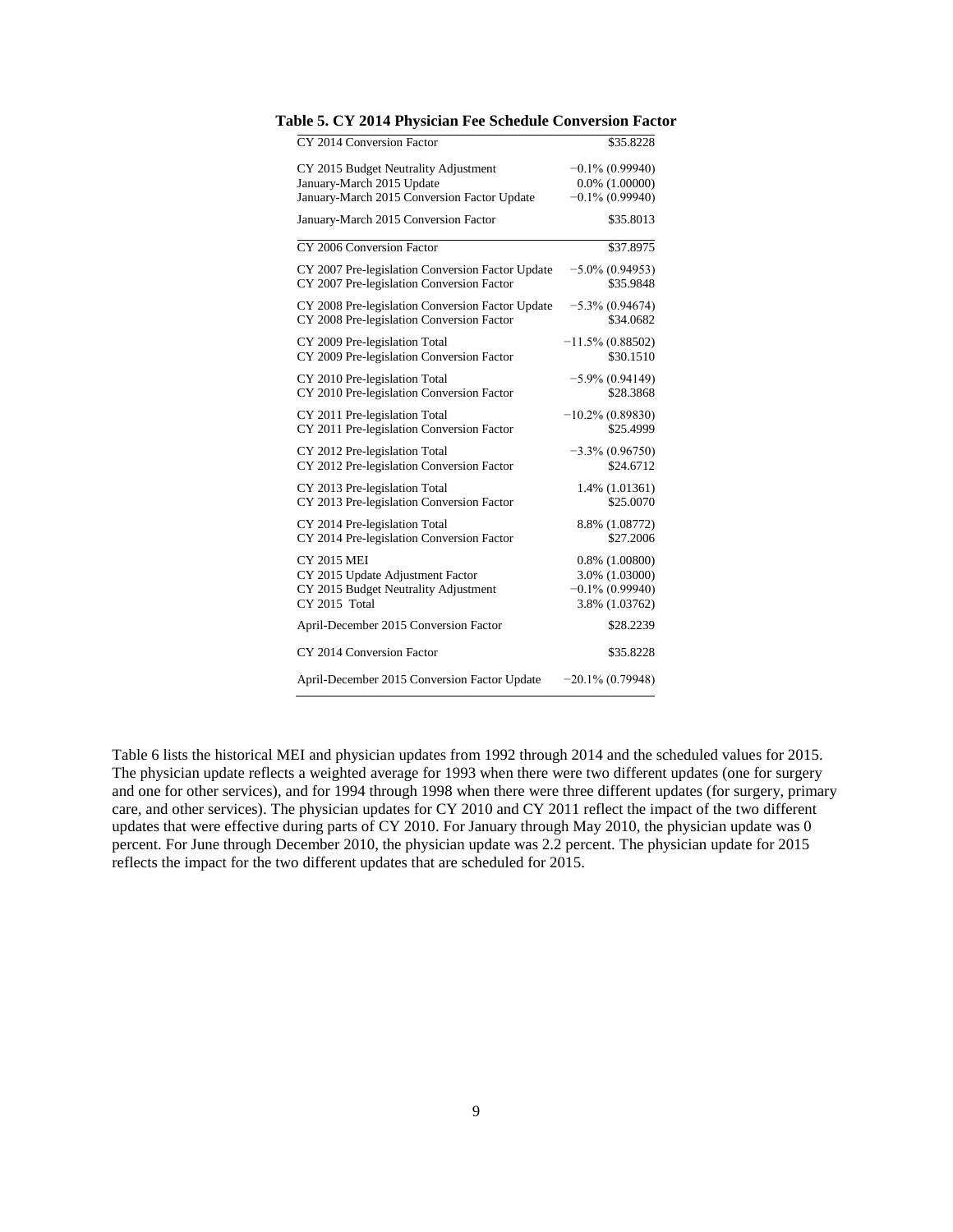**Table 5. CY 2014 Physician Fee Schedule Conversion Factor**

| | |
|---|---|
| CY 2014 Conversion Factor | $35.8228 |
| CY 2015 Budget Neutrality Adjustment | −0.1% (0.99940) |
| January-March 2015 Update | 0.0% (1.00000) |
| January-March 2015 Conversion Factor Update | −0.1% (0.99940) |
| January-March 2015 Conversion Factor | $35.8013 |
| CY 2006 Conversion Factor | $37.8975 |
| CY 2007 Pre-legislation Conversion Factor Update | −5.0% (0.94953) |
| CY 2007 Pre-legislation Conversion Factor | $35.9848 |
| CY 2008 Pre-legislation Conversion Factor Update | −5.3% (0.94674) |
| CY 2008 Pre-legislation Conversion Factor | $34.0682 |
| CY 2009 Pre-legislation Total | −11.5% (0.88502) |
| CY 2009 Pre-legislation Conversion Factor | $30.1510 |
| CY 2010 Pre-legislation Total | −5.9% (0.94149) |
| CY 2010 Pre-legislation Conversion Factor | $28.3868 |
| CY 2011 Pre-legislation Total | −10.2% (0.89830) |
| CY 2011 Pre-legislation Conversion Factor | $25.4999 |
| CY 2012 Pre-legislation Total | −3.3% (0.96750) |
| CY 2012 Pre-legislation Conversion Factor | $24.6712 |
| CY 2013 Pre-legislation Total | 1.4% (1.01361) |
| CY 2013 Pre-legislation Conversion Factor | $25.0070 |
| CY 2014 Pre-legislation Total | 8.8% (1.08772) |
| CY 2014 Pre-legislation Conversion Factor | $27.2006 |
| CY 2015 MEI | 0.8% (1.00800) |
| CY 2015 Update Adjustment Factor | 3.0% (1.03000) |
| CY 2015 Budget Neutrality Adjustment | −0.1% (0.99940) |
| CY 2015 Total | 3.8% (1.03762) |
| April-December 2015 Conversion Factor | $28.2239 |
| CY 2014 Conversion Factor | $35.8228 |
| April-December 2015 Conversion Factor Update | −20.1% (0.79948) |

Table 6 lists the historical MEI and physician updates from 1992 through 2014 and the scheduled values for 2015. The physician update reflects a weighted average for 1993 when there were two different updates (one for surgery and one for other services), and for 1994 through 1998 when there were three different updates (for surgery, primary care, and other services). The physician updates for CY 2010 and CY 2011 reflect the impact of the two different updates that were effective during parts of CY 2010. For January through May 2010, the physician update was 0 percent. For June through December 2010, the physician update was 2.2 percent. The physician update for 2015 reflects the impact for the two different updates that are scheduled for 2015.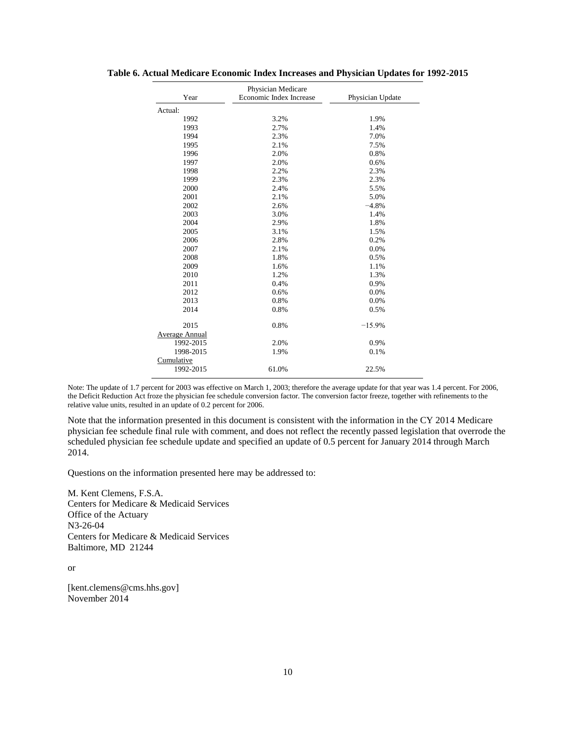**Table 6. Actual Medicare Economic Index Increases and Physician Updates for 1992-2015**

| Year | Physician Medicare Economic Index Increase | Physician Update |
|---|---|---|
| Actual: | | |
| 1992 | 3.2% | 1.9% |
| 1993 | 2.7% | 1.4% |
| 1994 | 2.3% | 7.0% |
| 1995 | 2.1% | 7.5% |
| 1996 | 2.0% | 0.8% |
| 1997 | 2.0% | 0.6% |
| 1998 | 2.2% | 2.3% |
| 1999 | 2.3% | 2.3% |
| 2000 | 2.4% | 5.5% |
| 2001 | 2.1% | 5.0% |
| 2002 | 2.6% | −4.8% |
| 2003 | 3.0% | 1.4% |
| 2004 | 2.9% | 1.8% |
| 2005 | 3.1% | 1.5% |
| 2006 | 2.8% | 0.2% |
| 2007 | 2.1% | 0.0% |
| 2008 | 1.8% | 0.5% |
| 2009 | 1.6% | 1.1% |
| 2010 | 1.2% | 1.3% |
| 2011 | 0.4% | 0.9% |
| 2012 | 0.6% | 0.0% |
| 2013 | 0.8% | 0.0% |
| 2014 | 0.8% | 0.5% |
| 2015 | 0.8% | −15.9% |
| Average Annual | | |
| 1992-2015 | 2.0% | 0.9% |
| 1998-2015 | 1.9% | 0.1% |
| Cumulative | | |
| 1992-2015 | 61.0% | 22.5% |

Note: The update of 1.7 percent for 2003 was effective on March 1, 2003; therefore the average update for that year was 1.4 percent. For 2006, the Deficit Reduction Act froze the physician fee schedule conversion factor. The conversion factor freeze, together with refinements to the relative value units, resulted in an update of 0.2 percent for 2006.

Note that the information presented in this document is consistent with the information in the CY 2014 Medicare physician fee schedule final rule with comment, and does not reflect the recently passed legislation that overrode the scheduled physician fee schedule update and specified an update of 0.5 percent for January 2014 through March 2014.

Questions on the information presented here may be addressed to:

M. Kent Clemens, F.S.A.
Centers for Medicare & Medicaid Services
Office of the Actuary
N3-26-04
Centers for Medicare & Medicaid Services
Baltimore, MD 21244

or

[kent.clemens@cms.hhs.gov]
November 2014